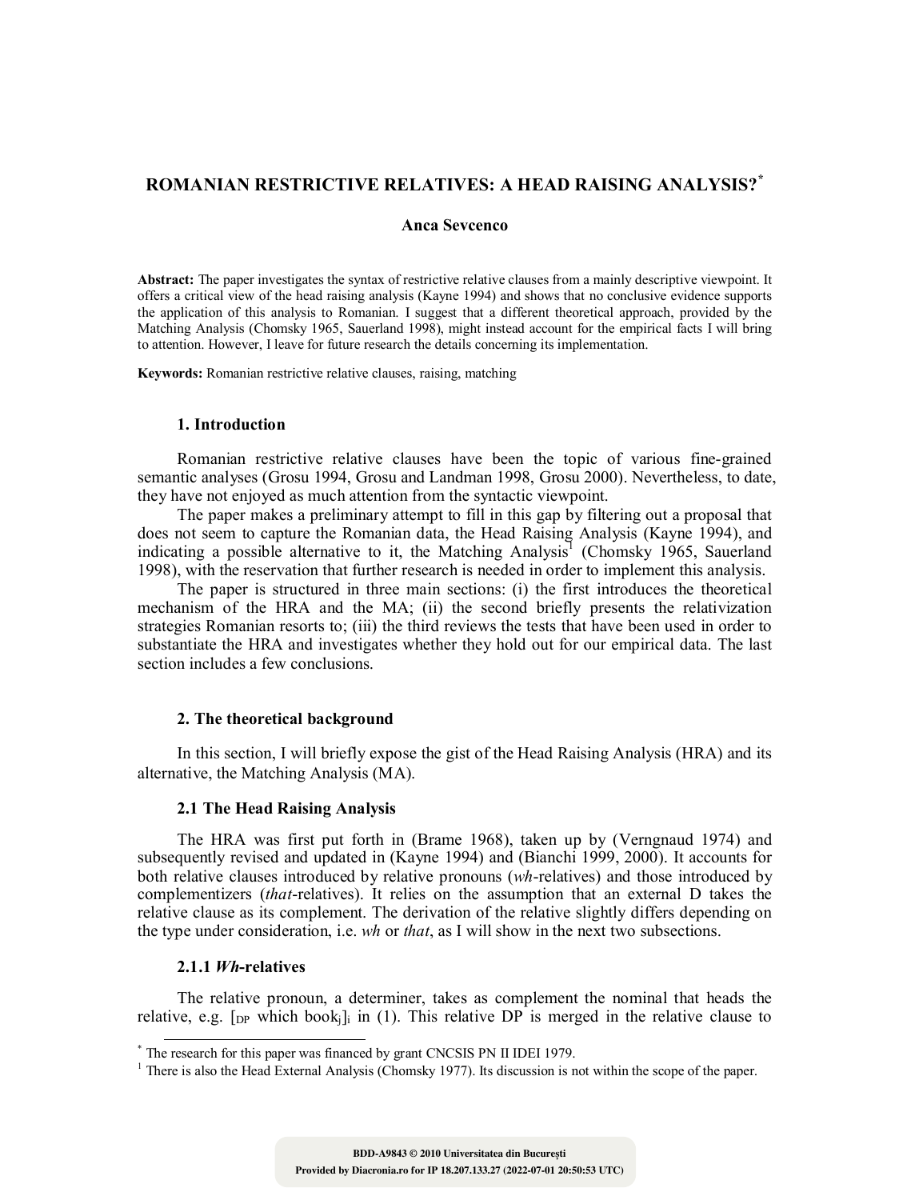# ROMANIAN RESTRICTIVE RELATIVES: A HEAD RAISING ANALYSIS?[*]

**Anca Sevcenco**

**Abstract:** The paper investigates the syntax of restrictive relative clauses from a mainly descriptive viewpoint. It offers a critical view of the head raising analysis (Kayne 1994) and shows that no conclusive evidence supports the application of this analysis to Romanian. I suggest that a different theoretical approach, provided by the Matching Analysis (Chomsky 1965, Sauerland 1998), might instead account for the empirical facts I will bring to attention. However, I leave for future research the details concerning its implementation.

**Keywords:** Romanian restrictive relative clauses, raising, matching

## 1. Introduction

Romanian restrictive relative clauses have been the topic of various fine-grained semantic analyses (Grosu 1994, Grosu and Landman 1998, Grosu 2000). Nevertheless, to date, they have not enjoyed as much attention from the syntactic viewpoint.

The paper makes a preliminary attempt to fill in this gap by filtering out a proposal that does not seem to capture the Romanian data, the Head Raising Analysis (Kayne 1994), and indicating a possible alternative to it, the Matching Analysis[1] (Chomsky 1965, Sauerland 1998), with the reservation that further research is needed in order to implement this analysis.

The paper is structured in three main sections: (i) the first introduces the theoretical mechanism of the HRA and the MA; (ii) the second briefly presents the relativization strategies Romanian resorts to; (iii) the third reviews the tests that have been used in order to substantiate the HRA and investigates whether they hold out for our empirical data. The last section includes a few conclusions.

## 2. The theoretical background

In this section, I will briefly expose the gist of the Head Raising Analysis (HRA) and its alternative, the Matching Analysis (MA).

### 2.1 The Head Raising Analysis

The HRA was first put forth in (Brame 1968), taken up by (Verngnaud 1974) and subsequently revised and updated in (Kayne 1994) and (Bianchi 1999, 2000). It accounts for both relative clauses introduced by relative pronouns (*wh*-relatives) and those introduced by complementizers (*that*-relatives). It relies on the assumption that an external D takes the relative clause as its complement. The derivation of the relative slightly differs depending on the type under consideration, i.e. *wh* or *that*, as I will show in the next two subsections.

### 2.1.1 *Wh*-relatives

The relative pronoun, a determiner, takes as complement the nominal that heads the relative, e.g. $[_{DP}$ which book$_j]_i$ in (1). This relative DP is merged in the relative clause to

[*] The research for this paper was financed by grant CNCSIS PN II IDEI 1979.

[1] There is also the Head External Analysis (Chomsky 1977). Its discussion is not within the scope of the paper.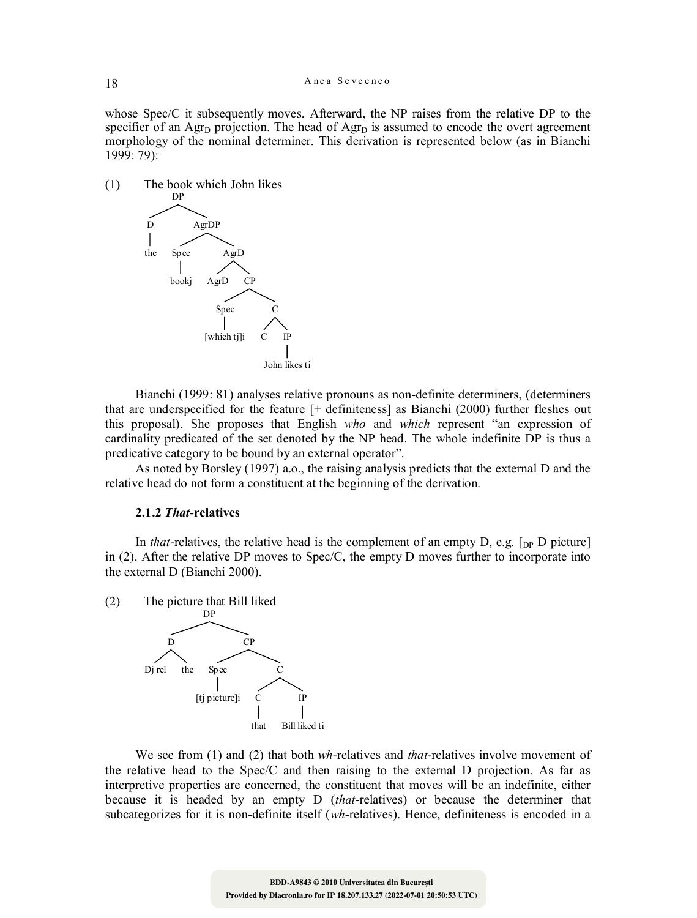whose Spec/C it subsequently moves. Afterward, the NP raises from the relative DP to the specifier of an $Agr_D$ projection. The head of $Agr_D$ is assumed to encode the overt agreement morphology of the nominal determiner. This derivation is represented below (as in Bianchi 1999: 79):

(1) The book which John likes

```
DP
├── D
│   └── the
└── AgrDP
    ├── Spec
    │   └── bookj
    └── AgrD
        ├── AgrD
        └── CP
            ├── Spec
            │   └── [which tj]i
            └── C
                ├── C
                └── IP
                    └── John likes ti
```

Bianchi (1999: 81) analyses relative pronouns as non-definite determiners, (determiners that are underspecified for the feature [+ definiteness] as Bianchi (2000) further fleshes out this proposal). She proposes that English *who* and *which* represent "an expression of cardinality predicated of the set denoted by the NP head. The whole indefinite DP is thus a predicative category to be bound by an external operator".

As noted by Borsley (1997) a.o., the raising analysis predicts that the external D and the relative head do not form a constituent at the beginning of the derivation.

### 2.1.2 *That*-relatives

In *that*-relatives, the relative head is the complement of an empty D, e.g. [$_{DP}$ D picture] in (2). After the relative DP moves to Spec/C, the empty D moves further to incorporate into the external D (Bianchi 2000).

(2) The picture that Bill liked

```
DP
├── D
│   ├── Dj rel
│   └── the
└── CP
    ├── Spec
    │   └── [tj picture]i
    └── C
        ├── C
        │   └── that
        └── IP
            └── Bill liked ti
```

We see from (1) and (2) that both *wh*-relatives and *that*-relatives involve movement of the relative head to the Spec/C and then raising to the external D projection. As far as interpretive properties are concerned, the constituent that moves will be an indefinite, either because it is headed by an empty D (*that*-relatives) or because the determiner that subcategorizes for it is non-definite itself (*wh*-relatives). Hence, definiteness is encoded in a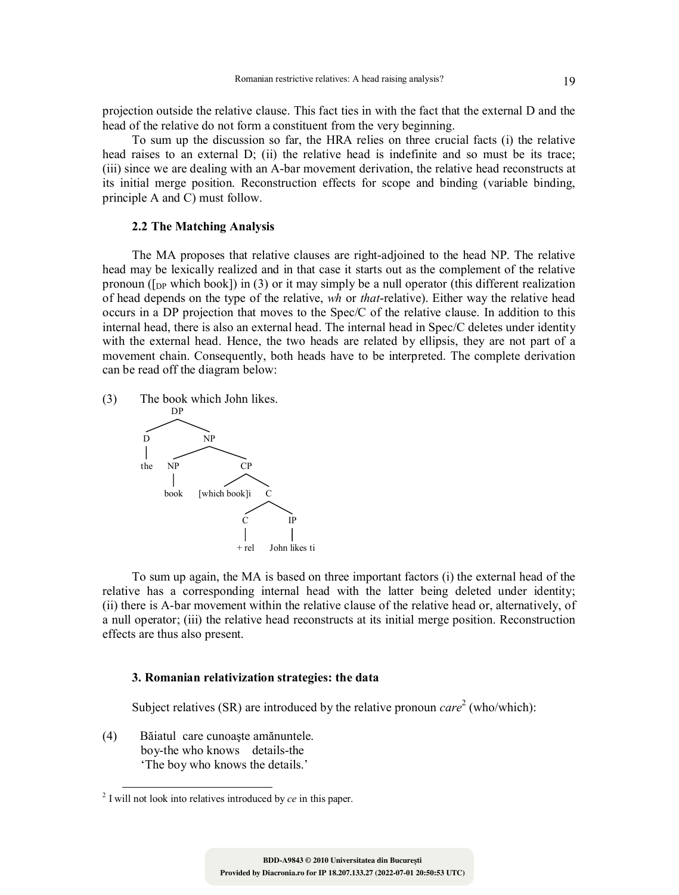projection outside the relative clause. This fact ties in with the fact that the external D and the head of the relative do not form a constituent from the very beginning.

To sum up the discussion so far, the HRA relies on three crucial facts (i) the relative head raises to an external D; (ii) the relative head is indefinite and so must be its trace; (iii) since we are dealing with an A-bar movement derivation, the relative head reconstructs at its initial merge position. Reconstruction effects for scope and binding (variable binding, principle A and C) must follow.

### 2.2 The Matching Analysis

The MA proposes that relative clauses are right-adjoined to the head NP. The relative head may be lexically realized and in that case it starts out as the complement of the relative pronoun ([$_{DP}$ which book]) in (3) or it may simply be a null operator (this different realization of head depends on the type of the relative, *wh* or *that*-relative). Either way the relative head occurs in a DP projection that moves to the Spec/C of the relative clause. In addition to this internal head, there is also an external head. The internal head in Spec/C deletes under identity with the external head. Hence, the two heads are related by ellipsis, they are not part of a movement chain. Consequently, both heads have to be interpreted. The complete derivation can be read off the diagram below:

(3) The book which John likes.

```
DP
├── D
│   └── the
└── NP
    ├── NP
    │   └── book
    └── CP
        ├── [which book]i
        └── C
            ├── C
            │   └── + rel
            └── IP
                └── John likes ti
```

To sum up again, the MA is based on three important factors (i) the external head of the relative has a corresponding internal head with the latter being deleted under identity; (ii) there is A-bar movement within the relative clause of the relative head or, alternatively, of a null operator; (iii) the relative head reconstructs at its initial merge position. Reconstruction effects are thus also present.

## 3. Romanian relativization strategies: the data

Subject relatives (SR) are introduced by the relative pronoun *care*[2] (who/which):

(4) Băiatul care cunoaşte amănuntele.
boy-the who knows details-the
'The boy who knows the details.'

[2] I will not look into relatives introduced by *ce* in this paper.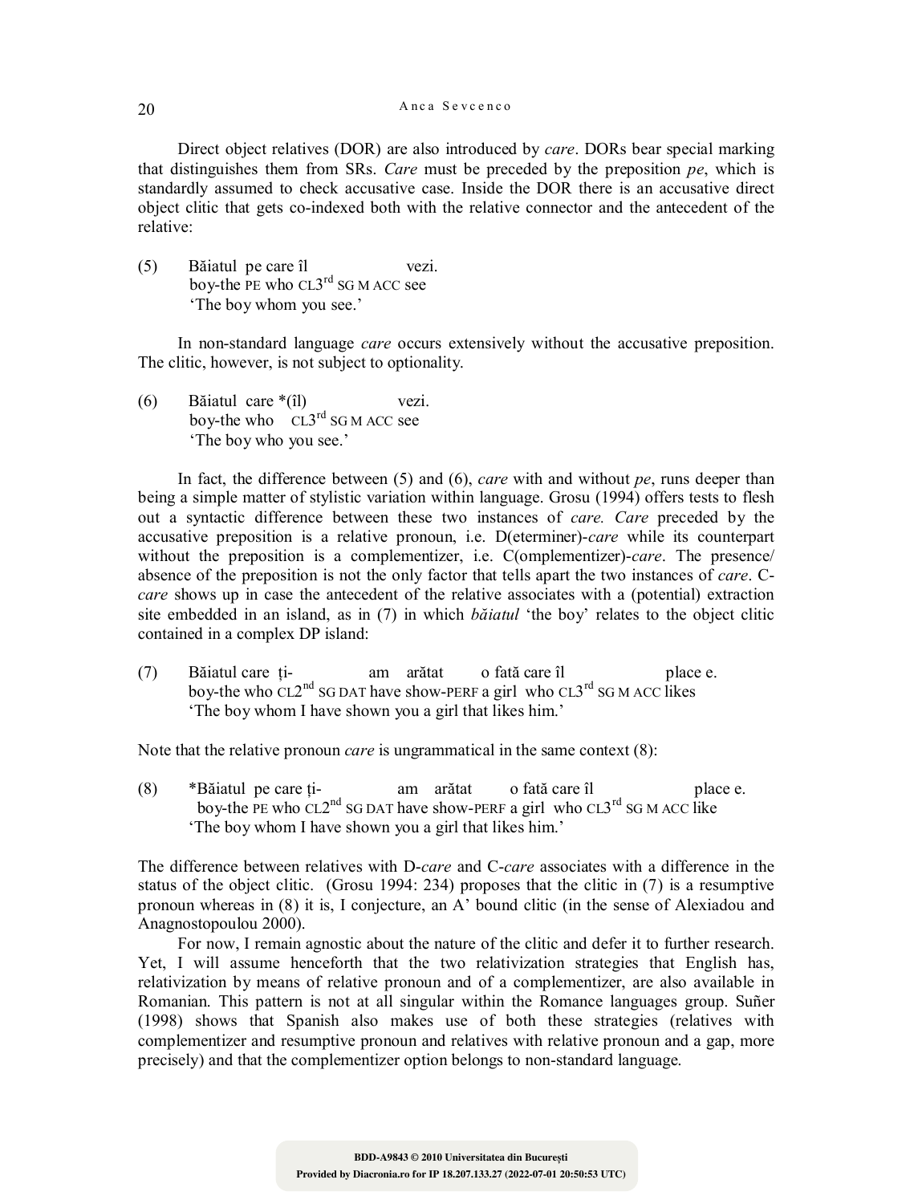Direct object relatives (DOR) are also introduced by *care*. DORs bear special marking that distinguishes them from SRs. *Care* must be preceded by the preposition *pe*, which is standardly assumed to check accusative case. Inside the DOR there is an accusative direct object clitic that gets co-indexed both with the relative connector and the antecedent of the relative:

(5) Băiatul pe care îl vezi.
boy-the PE who CL3rd SG M ACC see
'The boy whom you see.'

In non-standard language *care* occurs extensively without the accusative preposition. The clitic, however, is not subject to optionality.

(6) Băiatul care *(îl) vezi.
boy-the who CL3rd SG M ACC see
'The boy who you see.'

In fact, the difference between (5) and (6), *care* with and without *pe*, runs deeper than being a simple matter of stylistic variation within language. Grosu (1994) offers tests to flesh out a syntactic difference between these two instances of *care. Care* preceded by the accusative preposition is a relative pronoun, i.e. D(eterminer)-*care* while its counterpart without the preposition is a complementizer, i.e. C(omplementizer)-*care*. The presence/ absence of the preposition is not the only factor that tells apart the two instances of *care*. C-*care* shows up in case the antecedent of the relative associates with a (potential) extraction site embedded in an island, as in (7) in which *băiatul* 'the boy' relates to the object clitic contained in a complex DP island:

(7) Băiatul care ți- am arătat o fată care îl place e.
boy-the who CL2nd SG DAT have show-PERF a girl who CL3rd SG M ACC likes
'The boy whom I have shown you a girl that likes him.'

Note that the relative pronoun *care* is ungrammatical in the same context (8):

(8) *Băiatul pe care ți- am arătat o fată care îl place e.
boy-the PE who CL2nd SG DAT have show-PERF a girl who CL3rd SG M ACC like
'The boy whom I have shown you a girl that likes him.'

The difference between relatives with D-*care* and C-*care* associates with a difference in the status of the object clitic. (Grosu 1994: 234) proposes that the clitic in (7) is a resumptive pronoun whereas in (8) it is, I conjecture, an A' bound clitic (in the sense of Alexiadou and Anagnostopoulou 2000).

For now, I remain agnostic about the nature of the clitic and defer it to further research. Yet, I will assume henceforth that the two relativization strategies that English has, relativization by means of relative pronoun and of a complementizer, are also available in Romanian. This pattern is not at all singular within the Romance languages group. Suñer (1998) shows that Spanish also makes use of both these strategies (relatives with complementizer and resumptive pronoun and relatives with relative pronoun and a gap, more precisely) and that the complementizer option belongs to non-standard language.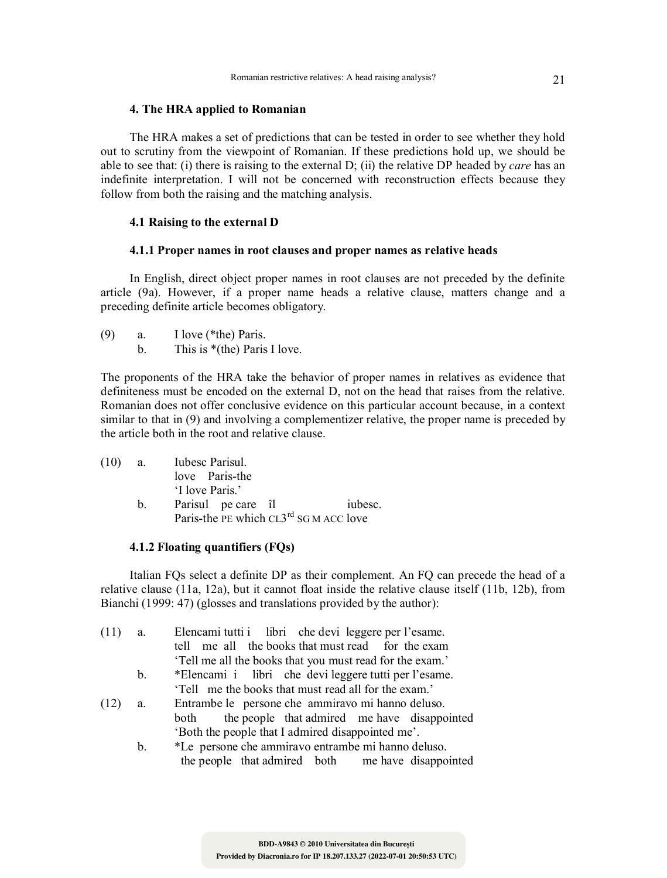## 4. The HRA applied to Romanian

The HRA makes a set of predictions that can be tested in order to see whether they hold out to scrutiny from the viewpoint of Romanian. If these predictions hold up, we should be able to see that: (i) there is raising to the external D; (ii) the relative DP headed by *care* has an indefinite interpretation. I will not be concerned with reconstruction effects because they follow from both the raising and the matching analysis.

### 4.1 Raising to the external D

#### 4.1.1 Proper names in root clauses and proper names as relative heads

In English, direct object proper names in root clauses are not preceded by the definite article (9a). However, if a proper name heads a relative clause, matters change and a preceding definite article becomes obligatory.

(9) a. I love (*the) Paris.
    b. This is *(the) Paris I love.

The proponents of the HRA take the behavior of proper names in relatives as evidence that definiteness must be encoded on the external D, not on the head that raises from the relative. Romanian does not offer conclusive evidence on this particular account because, in a context similar to that in (9) and involving a complementizer relative, the proper name is preceded by the article both in the root and relative clause.

(10) a. Iubesc Parisul.
     love Paris-the
     'I love Paris.'
     b. Parisul pe care îl iubesc.
     Paris-the PE which CL3rd SG M ACC love

#### 4.1.2 Floating quantifiers (FQs)

Italian FQs select a definite DP as their complement. An FQ can precede the head of a relative clause (11a, 12a), but it cannot float inside the relative clause itself (11b, 12b), from Bianchi (1999: 47) (glosses and translations provided by the author):

(11) a. Elencami tutti i libri che devi leggere per l'esame.
     tell me all the books that must read for the exam
     'Tell me all the books that you must read for the exam.'
     b. *Elencami i libri che devi leggere tutti per l'esame.
     'Tell me the books that must read all for the exam.'

(12) a. Entrambe le persone che ammiravo mi hanno deluso.
     both the people that admired me have disappointed
     'Both the people that I admired disappointed me'.
     b. *Le persone che ammiravo entrambe mi hanno deluso.
     the people that admired both me have disappointed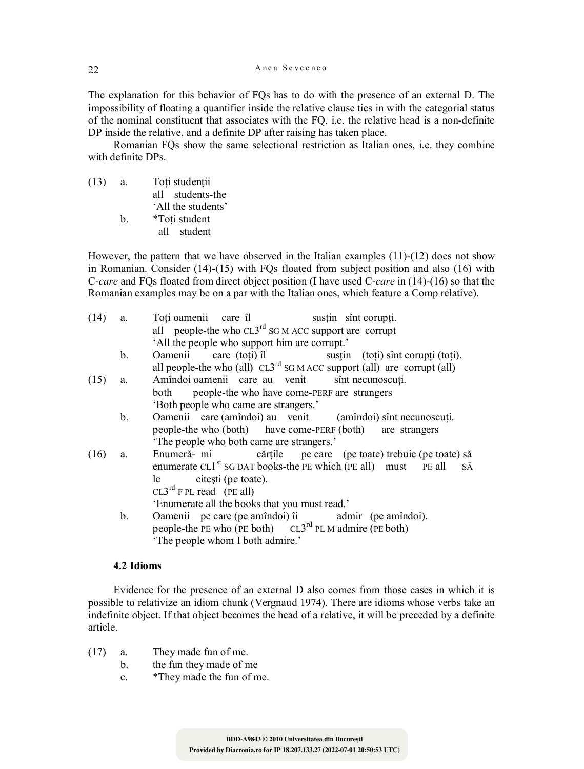The explanation for this behavior of FQs has to do with the presence of an external D. The impossibility of floating a quantifier inside the relative clause ties in with the categorial status of the nominal constituent that associates with the FQ, i.e. the relative head is a non-definite DP inside the relative, and a definite DP after raising has taken place.

Romanian FQs show the same selectional restriction as Italian ones, i.e. they combine with definite DPs.

(13) a. Toți studenții
all students-the
'All the students'

b. *Toți student
all student

However, the pattern that we have observed in the Italian examples (11)-(12) does not show in Romanian. Consider (14)-(15) with FQs floated from subject position and also (16) with C-*care* and FQs floated from direct object position (I have used C-*care* in (14)-(16) so that the Romanian examples may be on a par with the Italian ones, which feature a Comp relative).

(14) a. Toți oamenii care îl susțin sînt corupți.
all people-the who CL3rd SG M ACC support are corrupt
'All the people who support him are corrupt.'

b. Oamenii care (toți) îl susțin (toți) sînt corupți (toți).
all people-the who (all) CL3rd SG M ACC support (all) are corrupt (all)

(15) a. Amîndoi oamenii care au venit sînt necunoscuți.
both people-the who have come-PERF are strangers
'Both people who came are strangers.'

b. Oamenii care (amîndoi) au venit (amîndoi) sînt necunoscuți.
people-the who (both) have come-PERF (both) are strangers
'The people who both came are strangers.'

(16) a. Enumeră- mi cărțile pe care (pe toate) trebuie (pe toate) să le citești (pe toate).
enumerate CL1st SG DAT books-the PE which (PE all) must PE all SĂ CL3rd F PL read (PE all)
'Enumerate all the books that you must read.'

b. Oamenii pe care (pe amîndoi) îi admir (pe amîndoi).
people-the PE who (PE both) CL3rd PL M admire (PE both)
'The people whom I both admire.'

### 4.2 Idioms

Evidence for the presence of an external D also comes from those cases in which it is possible to relativize an idiom chunk (Vergnaud 1974). There are idioms whose verbs take an indefinite object. If that object becomes the head of a relative, it will be preceded by a definite article.

(17) a. They made fun of me.

b. the fun they made of me

c. *They made the fun of me.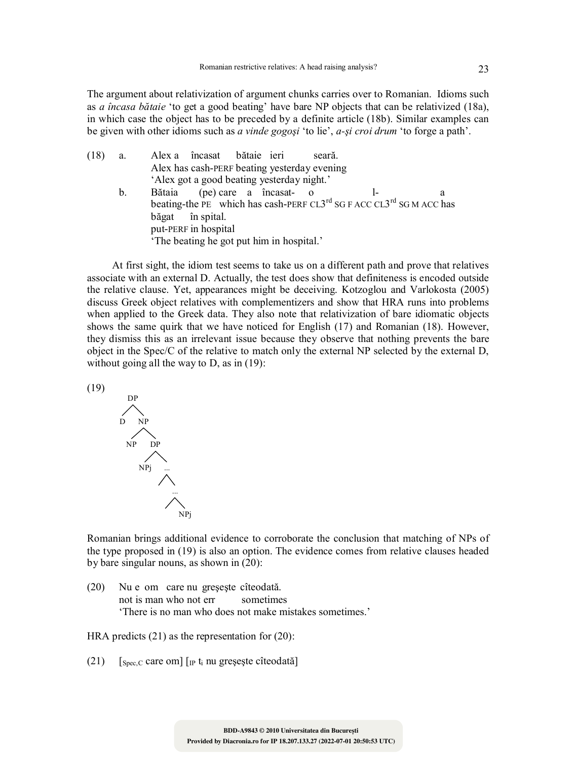The argument about relativization of argument chunks carries over to Romanian. Idioms such as *a încasa bătaie* 'to get a good beating' have bare NP objects that can be relativized (18a), in which case the object has to be preceded by a definite article (18b). Similar examples can be given with other idioms such as *a vinde gogoşi* 'to lie', *a-şi croi drum* 'to forge a path'.

(18) a. Alex a încasat bătaie ieri seară.
  Alex has cash-PERF beating yesterday evening
  'Alex got a good beating yesterday night.'

 b. Bătaia (pe) care a încasat- o l- a
  beating-the PE which has cash-PERF CL3rd SG F ACC CL3rd SG M ACC has
  băgat în spital.
  put-PERF in hospital
  'The beating he got put him in hospital.'

At first sight, the idiom test seems to take us on a different path and prove that relatives associate with an external D. Actually, the test does show that definiteness is encoded outside the relative clause. Yet, appearances might be deceiving. Kotzoglou and Varlokosta (2005) discuss Greek object relatives with complementizers and show that HRA runs into problems when applied to the Greek data. They also note that relativization of bare idiomatic objects shows the same quirk that we have noticed for English (17) and Romanian (18). However, they dismiss this as an irrelevant issue because they observe that nothing prevents the bare object in the Spec/C of the relative to match only the external NP selected by the external D, without going all the way to D, as in (19):

(19)

```
        DP
       /  \
      D    NP
          /  \
        NP    DP
             /  \
           NPj   ...
                /  \
                   ...
                  /  \
                     NPj
```

Romanian brings additional evidence to corroborate the conclusion that matching of NPs of the type proposed in (19) is also an option. The evidence comes from relative clauses headed by bare singular nouns, as shown in (20):

(20) Nu e om care nu greşeşte cîteodată.
  not is man who not err sometimes
  'There is no man who does not make mistakes sometimes.'

HRA predicts (21) as the representation for (20):

(21) [$_{\text{Spec,C}}$ care om] [$_{\text{IP}}$ $t_i$ nu greşeşte cîteodată]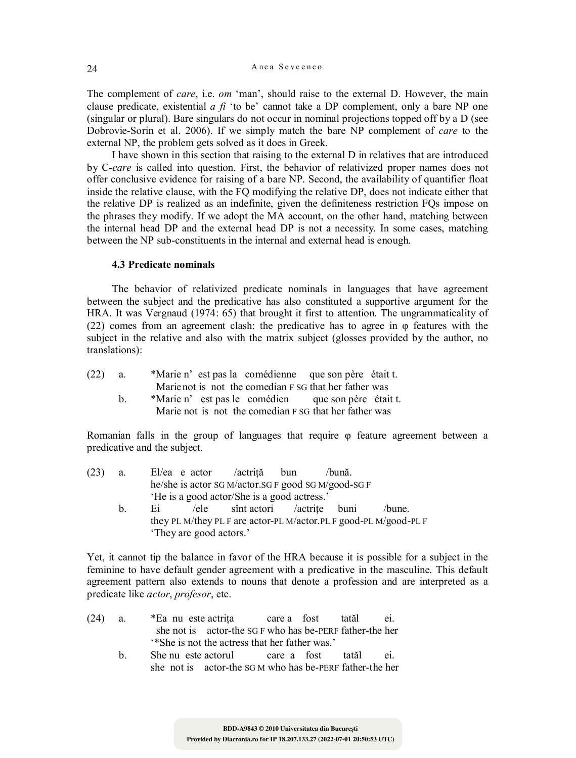The complement of *care*, i.e. *om* 'man', should raise to the external D. However, the main clause predicate, existential *a fi* 'to be' cannot take a DP complement, only a bare NP one (singular or plural). Bare singulars do not occur in nominal projections topped off by a D (see Dobrovie-Sorin et al. 2006). If we simply match the bare NP complement of *care* to the external NP, the problem gets solved as it does in Greek.

I have shown in this section that raising to the external D in relatives that are introduced by C-*care* is called into question. First, the behavior of relativized proper names does not offer conclusive evidence for raising of a bare NP. Second, the availability of quantifier float inside the relative clause, with the FQ modifying the relative DP, does not indicate either that the relative DP is realized as an indefinite, given the definiteness restriction FQs impose on the phrases they modify. If we adopt the MA account, on the other hand, matching between the internal head DP and the external head DP is not a necessity. In some cases, matching between the NP sub-constituents in the internal and external head is enough.

### 4.3 Predicate nominals

The behavior of relativized predicate nominals in languages that have agreement between the subject and the predicative has also constituted a supportive argument for the HRA. It was Vergnaud (1974: 65) that brought it first to attention. The ungrammaticality of (22) comes from an agreement clash: the predicative has to agree in φ features with the subject in the relative and also with the matrix subject (glosses provided by the author, no translations):

(22) a. *Marie n' est pas la comédienne que son père était t.
Marie not is not the comedian F SG that her father was

b. *Marie n' est pas le comédien que son père était t.
Marie not is not the comedian F SG that her father was

Romanian falls in the group of languages that require φ feature agreement between a predicative and the subject.

(23) a. El/ea e actor /actriță bun /bună.
he/she is actor SG M/actor.SG F good SG M/good-SG F
'He is a good actor/She is a good actress.'

b. Ei /ele sînt actori /actrițe buni /bune.
they PL M/they PL F are actor-PL M/actor.PL F good-PL M/good-PL F
'They are good actors.'

Yet, it cannot tip the balance in favor of the HRA because it is possible for a subject in the feminine to have default gender agreement with a predicative in the masculine. This default agreement pattern also extends to nouns that denote a profession and are interpreted as a predicate like *actor*, *profesor*, etc.

(24) a. *Ea nu este actrița care a fost tatăl ei.
she not is actor-the SG F who has be-PERF father-the her
'*She is not the actress that her father was.'

b. She nu este actorul care a fost tatăl ei.
she not is actor-the SG M who has be-PERF father-the her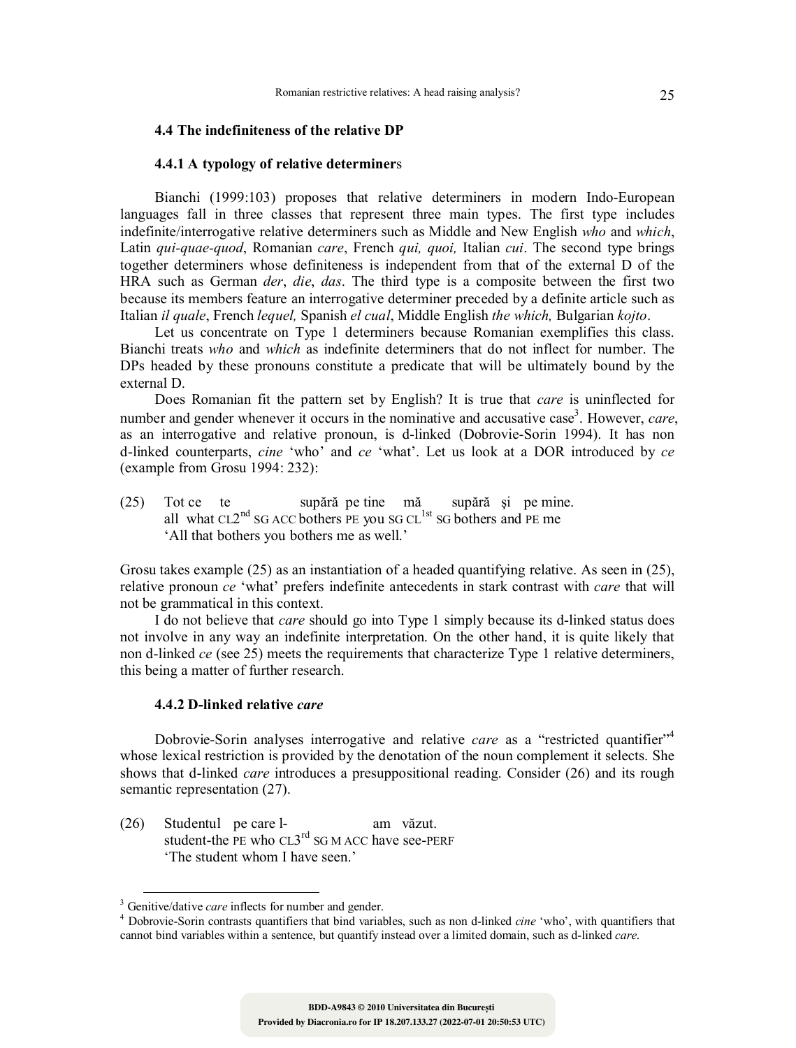### 4.4 The indefiniteness of the relative DP

#### 4.4.1 A typology of relative determiners

Bianchi (1999:103) proposes that relative determiners in modern Indo-European languages fall in three classes that represent three main types. The first type includes indefinite/interrogative relative determiners such as Middle and New English *who* and *which*, Latin *qui-quae-quod*, Romanian *care*, French *qui, quoi,* Italian *cui*. The second type brings together determiners whose definiteness is independent from that of the external D of the HRA such as German *der*, *die*, *das*. The third type is a composite between the first two because its members feature an interrogative determiner preceded by a definite article such as Italian *il quale*, French *lequel,* Spanish *el cual*, Middle English *the which,* Bulgarian *kojto*.

Let us concentrate on Type 1 determiners because Romanian exemplifies this class. Bianchi treats *who* and *which* as indefinite determiners that do not inflect for number. The DPs headed by these pronouns constitute a predicate that will be ultimately bound by the external D.

Does Romanian fit the pattern set by English? It is true that *care* is uninflected for number and gender whenever it occurs in the nominative and accusative case[3]. However, *care*, as an interrogative and relative pronoun, is d-linked (Dobrovie-Sorin 1994). It has non d-linked counterparts, *cine* 'who' and *ce* 'what'. Let us look at a DOR introduced by *ce* (example from Grosu 1994: 232):

(25) Tot ce te supără pe tine mă supără şi pe mine.
all what CL2nd SG ACC bothers PE you SG CL1st SG bothers and PE me
'All that bothers you bothers me as well.'

Grosu takes example (25) as an instantiation of a headed quantifying relative. As seen in (25), relative pronoun *ce* 'what' prefers indefinite antecedents in stark contrast with *care* that will not be grammatical in this context.

I do not believe that *care* should go into Type 1 simply because its d-linked status does not involve in any way an indefinite interpretation. On the other hand, it is quite likely that non d-linked *ce* (see 25) meets the requirements that characterize Type 1 relative determiners, this being a matter of further research.

#### 4.4.2 D-linked relative *care*

Dobrovie-Sorin analyses interrogative and relative *care* as a "restricted quantifier"[4] whose lexical restriction is provided by the denotation of the noun complement it selects. She shows that d-linked *care* introduces a presuppositional reading. Consider (26) and its rough semantic representation (27).

(26) Studentul pe care l- am văzut.
student-the PE who CL3rd SG M ACC have see-PERF
'The student whom I have seen.'

[3] Genitive/dative *care* inflects for number and gender.

[4] Dobrovie-Sorin contrasts quantifiers that bind variables, such as non d-linked *cine* 'who', with quantifiers that cannot bind variables within a sentence, but quantify instead over a limited domain, such as d-linked *care*.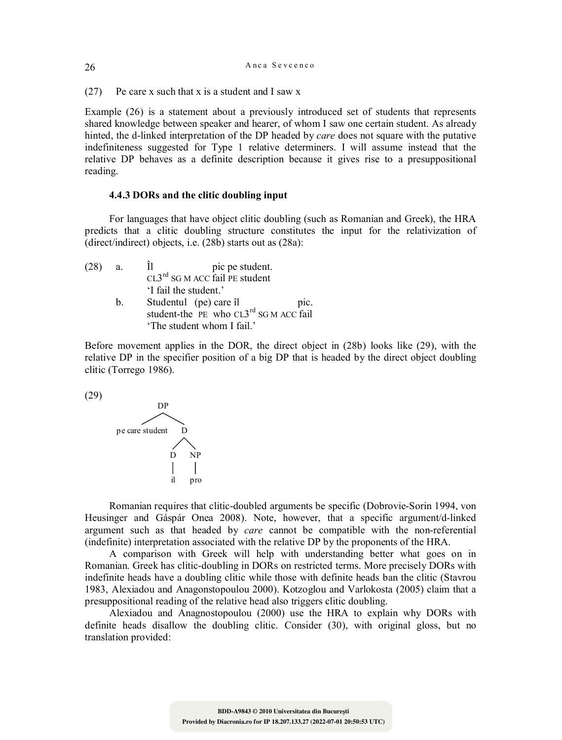(27) Pe care x such that x is a student and I saw x

Example (26) is a statement about a previously introduced set of students that represents shared knowledge between speaker and hearer, of whom I saw one certain student. As already hinted, the d-linked interpretation of the DP headed by *care* does not square with the putative indefiniteness suggested for Type 1 relative determiners. I will assume instead that the relative DP behaves as a definite description because it gives rise to a presuppositional reading.

#### 4.4.3 DORs and the clitic doubling input

For languages that have object clitic doubling (such as Romanian and Greek), the HRA predicts that a clitic doubling structure constitutes the input for the relativization of (direct/indirect) objects, i.e. (28b) starts out as (28a):

(28) a. Îl pic pe student.
CL3[rd] SG M ACC fail PE student
'I fail the student.'

b. Studentul (pe) care îl pic.
student-the PE who CL3[rd] SG M ACC fail
'The student whom I fail.'

Before movement applies in the DOR, the direct object in (28b) looks like (29), with the relative DP in the specifier position of a big DP that is headed by the direct object doubling clitic (Torrego 1986).

(29)

```
            DP
          /    \
pe care student  D
               /   \
              D     NP
              |     |
              il    pro
```

Romanian requires that clitic-doubled arguments be specific (Dobrovie-Sorin 1994, von Heusinger and Gáspár Onea 2008). Note, however, that a specific argument/d-linked argument such as that headed by *care* cannot be compatible with the non-referential (indefinite) interpretation associated with the relative DP by the proponents of the HRA.

A comparison with Greek will help with understanding better what goes on in Romanian. Greek has clitic-doubling in DORs on restricted terms. More precisely DORs with indefinite heads have a doubling clitic while those with definite heads ban the clitic (Stavrou 1983, Alexiadou and Anagonstopoulou 2000). Kotzoglou and Varlokosta (2005) claim that a presuppositional reading of the relative head also triggers clitic doubling.

Alexiadou and Anagnostopoulou (2000) use the HRA to explain why DORs with definite heads disallow the doubling clitic. Consider (30), with original gloss, but no translation provided: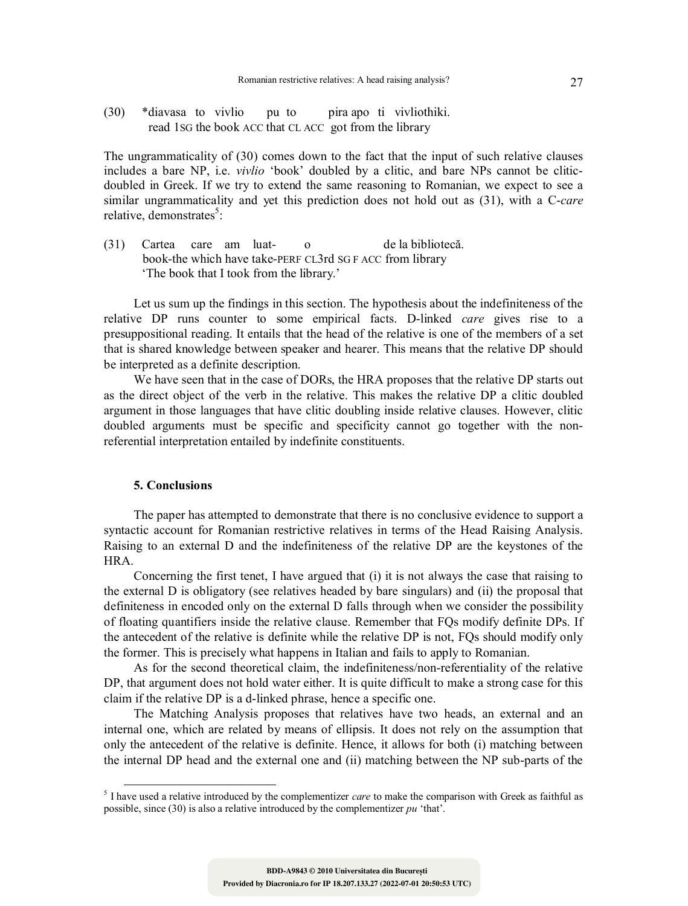(30) *diavasa to vivlio pu to pira apo ti vivliothiki.
read 1SG the book ACC that CL ACC got from the library

The ungrammaticality of (30) comes down to the fact that the input of such relative clauses includes a bare NP, i.e. *vivlio* 'book' doubled by a clitic, and bare NPs cannot be clitic-doubled in Greek. If we try to extend the same reasoning to Romanian, we expect to see a similar ungrammaticality and yet this prediction does not hold out as (31), with a C-*care* relative, demonstrates[5]:

(31) Cartea care am luat- o de la bibliotecă.
book-the which have take-PERF CL3rd SG F ACC from library
'The book that I took from the library.'

Let us sum up the findings in this section. The hypothesis about the indefiniteness of the relative DP runs counter to some empirical facts. D-linked *care* gives rise to a presuppositional reading. It entails that the head of the relative is one of the members of a set that is shared knowledge between speaker and hearer. This means that the relative DP should be interpreted as a definite description.

We have seen that in the case of DORs, the HRA proposes that the relative DP starts out as the direct object of the verb in the relative. This makes the relative DP a clitic doubled argument in those languages that have clitic doubling inside relative clauses. However, clitic doubled arguments must be specific and specificity cannot go together with the non-referential interpretation entailed by indefinite constituents.

## 5. Conclusions

The paper has attempted to demonstrate that there is no conclusive evidence to support a syntactic account for Romanian restrictive relatives in terms of the Head Raising Analysis. Raising to an external D and the indefiniteness of the relative DP are the keystones of the HRA.

Concerning the first tenet, I have argued that (i) it is not always the case that raising to the external D is obligatory (see relatives headed by bare singulars) and (ii) the proposal that definiteness in encoded only on the external D falls through when we consider the possibility of floating quantifiers inside the relative clause. Remember that FQs modify definite DPs. If the antecedent of the relative is definite while the relative DP is not, FQs should modify only the former. This is precisely what happens in Italian and fails to apply to Romanian.

As for the second theoretical claim, the indefiniteness/non-referentiality of the relative DP, that argument does not hold water either. It is quite difficult to make a strong case for this claim if the relative DP is a d-linked phrase, hence a specific one.

The Matching Analysis proposes that relatives have two heads, an external and an internal one, which are related by means of ellipsis. It does not rely on the assumption that only the antecedent of the relative is definite. Hence, it allows for both (i) matching between the internal DP head and the external one and (ii) matching between the NP sub-parts of the

[5] I have used a relative introduced by the complementizer *care* to make the comparison with Greek as faithful as possible, since (30) is also a relative introduced by the complementizer *pu* 'that'.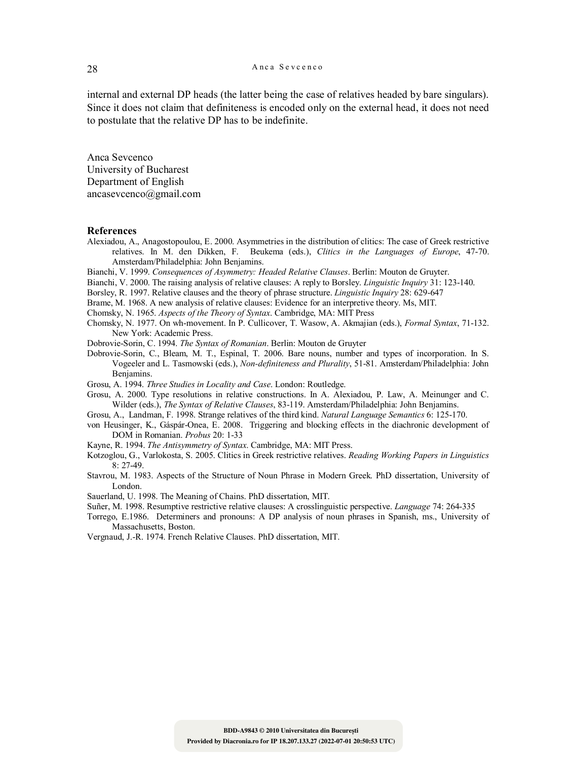internal and external DP heads (the latter being the case of relatives headed by bare singulars). Since it does not claim that definiteness is encoded only on the external head, it does not need to postulate that the relative DP has to be indefinite.

Anca Sevcenco
University of Bucharest
Department of English
ancasevcenco@gmail.com

## References

Alexiadou, A., Anagostopoulou, E. 2000. Asymmetries in the distribution of clitics: The case of Greek restrictive relatives. In M. den Dikken, F. Beukema (eds.), *Clitics in the Languages of Europe*, 47-70. Amsterdam/Philadelphia: John Benjamins.

Bianchi, V. 1999. *Consequences of Asymmetry: Headed Relative Clauses*. Berlin: Mouton de Gruyter.

Bianchi, V. 2000. The raising analysis of relative clauses: A reply to Borsley. *Linguistic Inquiry* 31: 123-140.

Borsley, R. 1997. Relative clauses and the theory of phrase structure. *Linguistic Inquiry* 28: 629-647

Brame, M. 1968. A new analysis of relative clauses: Evidence for an interpretive theory. Ms, MIT.

Chomsky, N. 1965. *Aspects of the Theory of Syntax*. Cambridge, MA: MIT Press

Chomsky, N. 1977. On wh-movement. In P. Cullicover, T. Wasow, A. Akmajian (eds.), *Formal Syntax*, 71-132. New York: Academic Press.

Dobrovie-Sorin, C. 1994. *The Syntax of Romanian*. Berlin: Mouton de Gruyter

Dobrovie-Sorin, C., Bleam, M. T., Espinal, T. 2006. Bare nouns, number and types of incorporation. In S. Vogeeler and L. Tasmowski (eds.), *Non-definiteness and Plurality*, 51-81. Amsterdam/Philadelphia: John Benjamins.

Grosu, A. 1994. *Three Studies in Locality and Case*. London: Routledge.

Grosu, A. 2000. Type resolutions in relative constructions. In A. Alexiadou, P. Law, A. Meinunger and C. Wilder (eds.), *The Syntax of Relative Clauses*, 83-119. Amsterdam/Philadelphia: John Benjamins.

Grosu, A., Landman, F. 1998. Strange relatives of the third kind. *Natural Language Semantics* 6: 125-170.

von Heusinger, K., Gáspár-Onea, E. 2008. Triggering and blocking effects in the diachronic development of DOM in Romanian. *Probus* 20: 1-33

Kayne, R. 1994. *The Antisymmetry of Syntax*. Cambridge, MA: MIT Press.

Kotzoglou, G., Varlokosta, S. 2005. Clitics in Greek restrictive relatives. *Reading Working Papers in Linguistics* 8: 27-49.

Stavrou, M. 1983. Aspects of the Structure of Noun Phrase in Modern Greek. PhD dissertation, University of London.

Sauerland, U. 1998. The Meaning of Chains. PhD dissertation, MIT.

Suñer, M. 1998. Resumptive restrictive relative clauses: A crosslinguistic perspective. *Language* 74: 264-335

Torrego, E.1986. Determiners and pronouns: A DP analysis of noun phrases in Spanish, ms., University of Massachusetts, Boston.

Vergnaud, J.-R. 1974. French Relative Clauses. PhD dissertation, MIT.